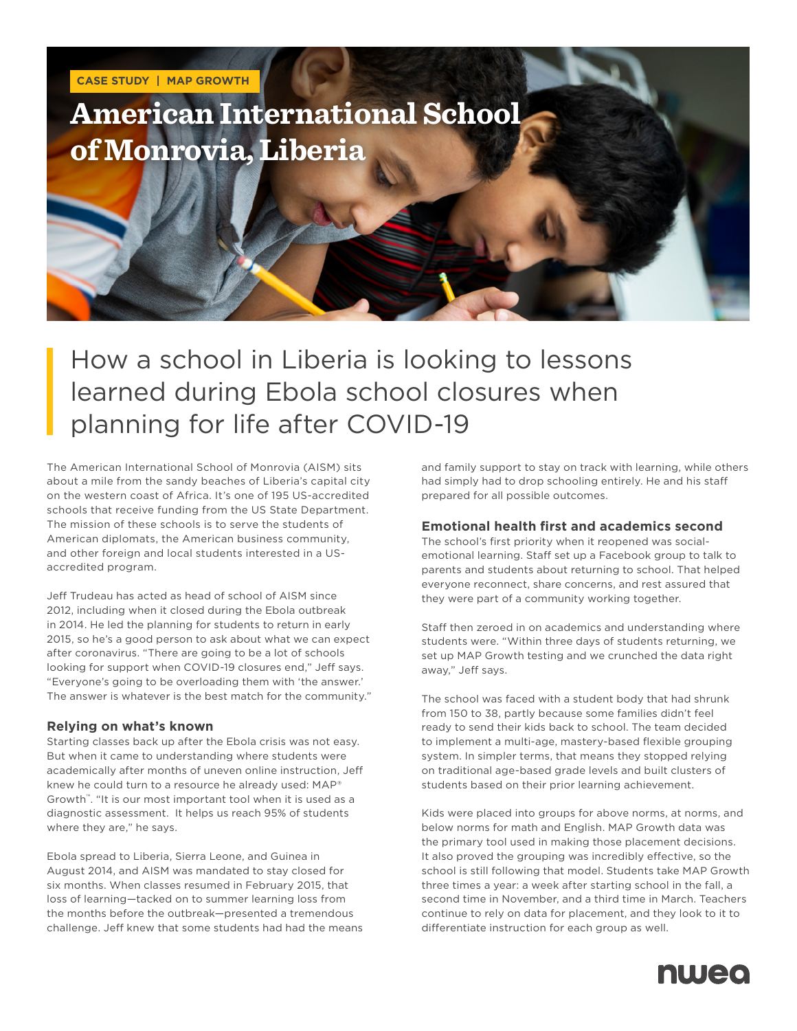CASE STUDY | MAP GROWTH

# American International School of Monrovia, Liberia

## How a school in Liberia is looking to lessons learned during Ebola school closures when planning for life after COVID-19

The American International School of Monrovia (AISM) sits about a mile from the sandy beaches of Liberia's capital city on the western coast of Africa. It's one of 195 US-accredited schools that receive funding from the US State Department. The mission of these schools is to serve the students of American diplomats, the American business community, and other foreign and local students interested in a US-accredited program.

Jeff Trudeau has acted as head of school of AISM since 2012, including when it closed during the Ebola outbreak in 2014. He led the planning for students to return in early 2015, so he's a good person to ask about what we can expect after coronavirus. "There are going to be a lot of schools looking for support when COVID-19 closures end," Jeff says. "Everyone's going to be overloading them with 'the answer.' The answer is whatever is the best match for the community."

### Relying on what's known

Starting classes back up after the Ebola crisis was not easy. But when it came to understanding where students were academically after months of uneven online instruction, Jeff knew he could turn to a resource he already used: MAP® Growth™. "It is our most important tool when it is used as a diagnostic assessment. It helps us reach 95% of students where they are," he says.

Ebola spread to Liberia, Sierra Leone, and Guinea in August 2014, and AISM was mandated to stay closed for six months. When classes resumed in February 2015, that loss of learning—tacked on to summer learning loss from the months before the outbreak—presented a tremendous challenge. Jeff knew that some students had had the means and family support to stay on track with learning, while others had simply had to drop schooling entirely. He and his staff prepared for all possible outcomes.

### Emotional health first and academics second

The school's first priority when it reopened was social-emotional learning. Staff set up a Facebook group to talk to parents and students about returning to school. That helped everyone reconnect, share concerns, and rest assured that they were part of a community working together.

Staff then zeroed in on academics and understanding where students were. "Within three days of students returning, we set up MAP Growth testing and we crunched the data right away," Jeff says.

The school was faced with a student body that had shrunk from 150 to 38, partly because some families didn't feel ready to send their kids back to school. The team decided to implement a multi-age, mastery-based flexible grouping system. In simpler terms, that means they stopped relying on traditional age-based grade levels and built clusters of students based on their prior learning achievement.

Kids were placed into groups for above norms, at norms, and below norms for math and English. MAP Growth data was the primary tool used in making those placement decisions. It also proved the grouping was incredibly effective, so the school is still following that model. Students take MAP Growth three times a year: a week after starting school in the fall, a second time in November, and a third time in March. Teachers continue to rely on data for placement, and they look to it to differentiate instruction for each group as well.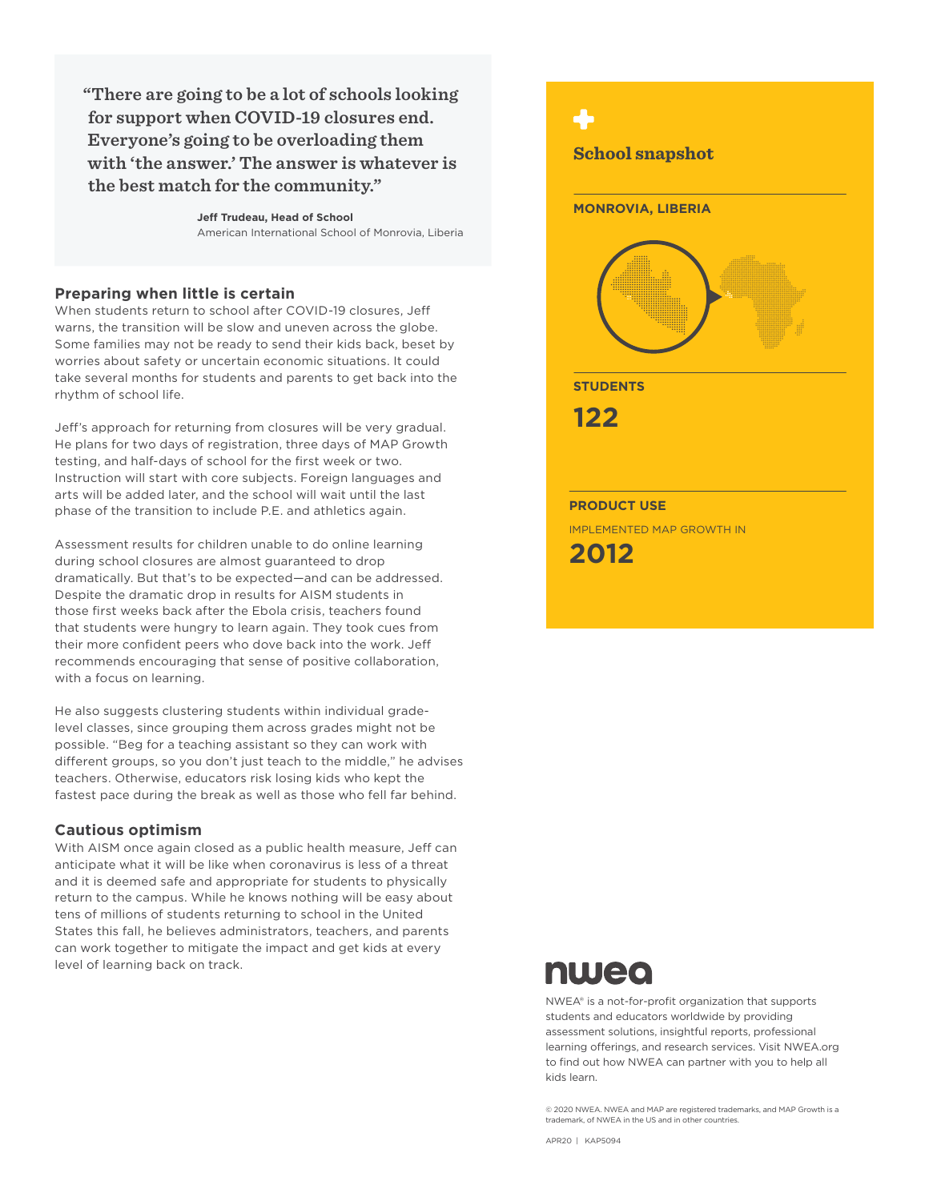> "There are going to be a lot of schools looking for support when COVID-19 closures end. Everyone's going to be overloading them with 'the answer.' The answer is whatever is the best match for the community."
>
> **Jeff Trudeau, Head of School**
> American International School of Monrovia, Liberia

## Preparing when little is certain

When students return to school after COVID-19 closures, Jeff warns, the transition will be slow and uneven across the globe. Some families may not be ready to send their kids back, beset by worries about safety or uncertain economic situations. It could take several months for students and parents to get back into the rhythm of school life.

Jeff's approach for returning from closures will be very gradual. He plans for two days of registration, three days of MAP Growth testing, and half-days of school for the first week or two. Instruction will start with core subjects. Foreign languages and arts will be added later, and the school will wait until the last phase of the transition to include P.E. and athletics again.

Assessment results for children unable to do online learning during school closures are almost guaranteed to drop dramatically. But that's to be expected—and can be addressed. Despite the dramatic drop in results for AISM students in those first weeks back after the Ebola crisis, teachers found that students were hungry to learn again. They took cues from their more confident peers who dove back into the work. Jeff recommends encouraging that sense of positive collaboration, with a focus on learning.

He also suggests clustering students within individual grade-level classes, since grouping them across grades might not be possible. "Beg for a teaching assistant so they can work with different groups, so you don't just teach to the middle," he advises teachers. Otherwise, educators risk losing kids who kept the fastest pace during the break as well as those who fell far behind.

## Cautious optimism

With AISM once again closed as a public health measure, Jeff can anticipate what it will be like when coronavirus is less of a threat and it is deemed safe and appropriate for students to physically return to the campus. While he knows nothing will be easy about tens of millions of students returning to school in the United States this fall, he believes administrators, teachers, and parents can work together to mitigate the impact and get kids at every level of learning back on track.

### School snapshot

**MONROVIA, LIBERIA**

**STUDENTS**

**122**

**PRODUCT USE**

IMPLEMENTED MAP GROWTH IN

**2012**

**nwea**

NWEA® is a not-for-profit organization that supports students and educators worldwide by providing assessment solutions, insightful reports, professional learning offerings, and research services. Visit NWEA.org to find out how NWEA can partner with you to help all kids learn.

© 2020 NWEA. NWEA and MAP are registered trademarks, and MAP Growth is a trademark, of NWEA in the US and in other countries.

APR20 | KAP5094